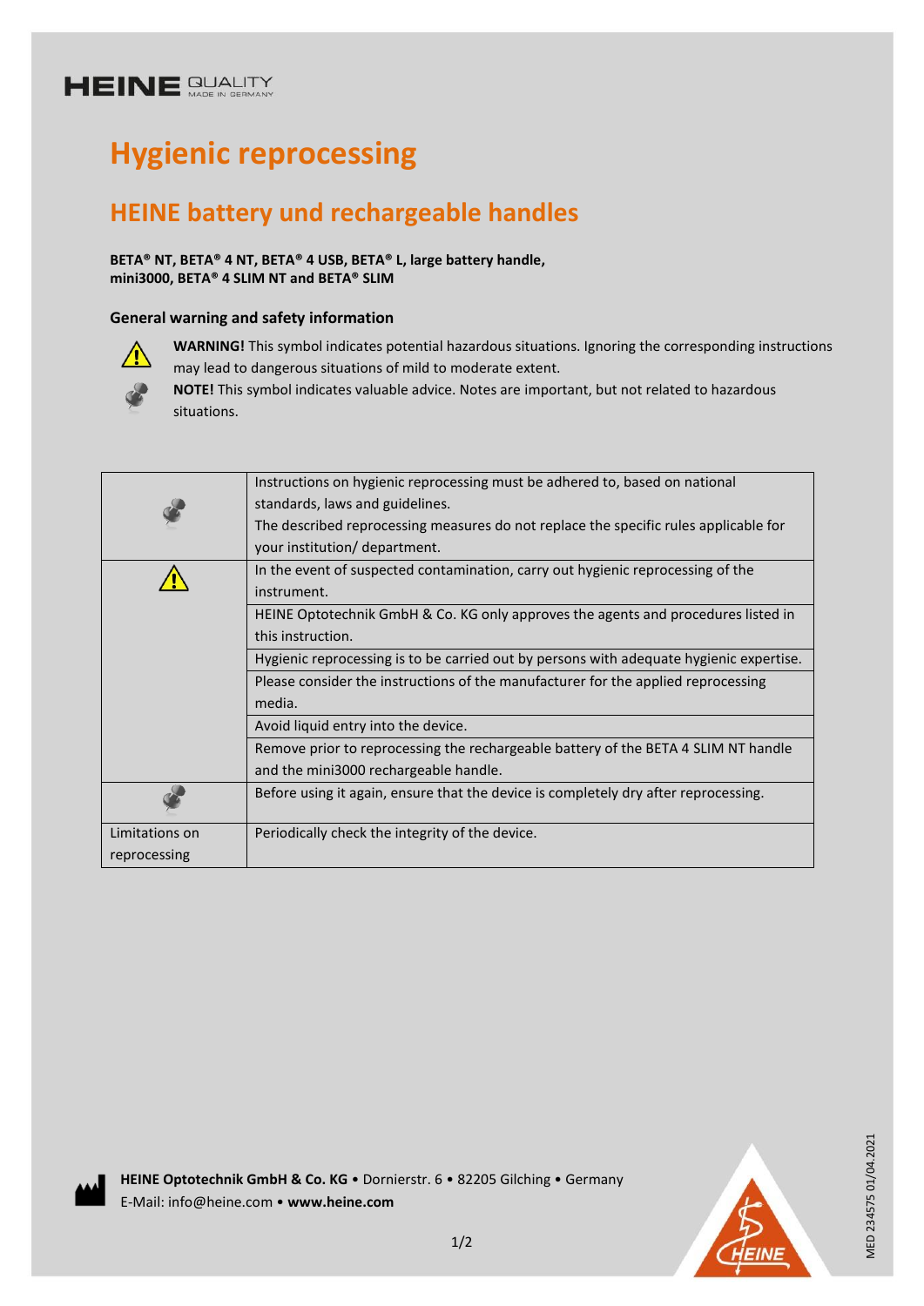HEINE QUALITY MADE IN GERMANY

# Hygienic reprocessing

## HEINE battery und rechargeable handles

**BETA® NT, BETA® 4 NT, BETA® 4 USB, BETA® L, large battery handle, mini3000, BETA® 4 SLIM NT and BETA® SLIM**

### General warning and safety information

**WARNING!** This symbol indicates potential hazardous situations. Ignoring the corresponding instructions may lead to dangerous situations of mild to moderate extent.

**NOTE!** This symbol indicates valuable advice. Notes are important, but not related to hazardous situations.

| | |
|---|---|
| NOTE | Instructions on hygienic reprocessing must be adhered to, based on national standards, laws and guidelines. The described reprocessing measures do not replace the specific rules applicable for your institution/ department. |
| WARNING | In the event of suspected contamination, carry out hygienic reprocessing of the instrument. |
| | HEINE Optotechnik GmbH & Co. KG only approves the agents and procedures listed in this instruction. |
| | Hygienic reprocessing is to be carried out by persons with adequate hygienic expertise. |
| | Please consider the instructions of the manufacturer for the applied reprocessing media. |
| | Avoid liquid entry into the device. |
| | Remove prior to reprocessing the rechargeable battery of the BETA 4 SLIM NT handle and the mini3000 rechargeable handle. |
| NOTE | Before using it again, ensure that the device is completely dry after reprocessing. |
| Limitations on reprocessing | Periodically check the integrity of the device. |

**HEINE Optotechnik GmbH & Co. KG** • Dornierstr. 6 • 82205 Gilching • Germany
E-Mail: info@heine.com • **www.heine.com**

MED 234575 01/04.2021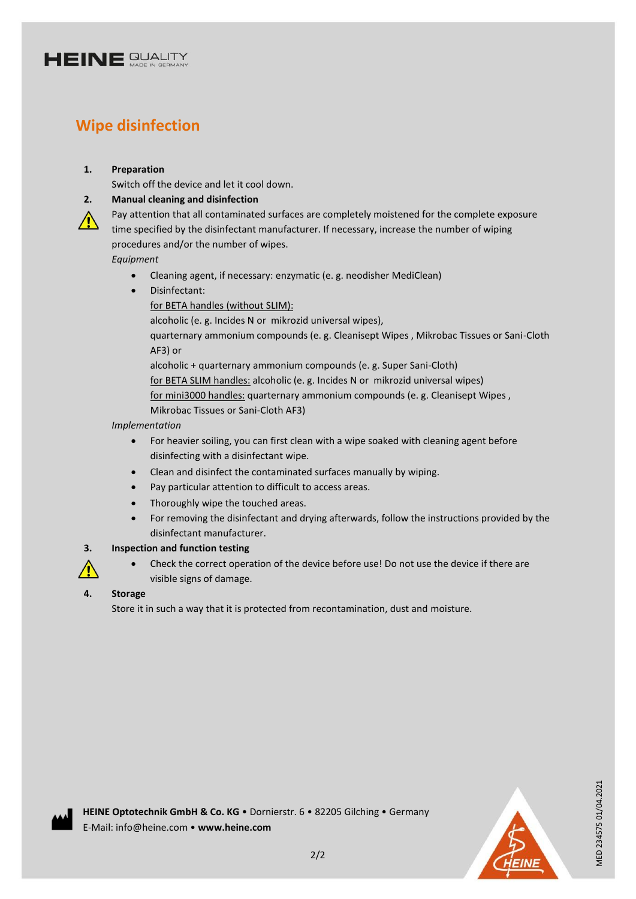## Wipe disinfection

1. **Preparation**

   Switch off the device and let it cool down.

2. **Manual cleaning and disinfection**

   ⚠ Pay attention that all contaminated surfaces are completely moistened for the complete exposure time specified by the disinfectant manufacturer. If necessary, increase the number of wiping procedures and/or the number of wipes.

   *Equipment*

   - Cleaning agent, if necessary: enzymatic (e. g. neodisher MediClean)
   - Disinfectant:

     for BETA handles (without SLIM):

     alcoholic (e. g. Incides N or mikrozid universal wipes),

     quarternary ammonium compounds (e. g. Cleanisept Wipes , Mikrobac Tissues or Sani-Cloth AF3) or

     alcoholic + quarternary ammonium compounds (e. g. Super Sani-Cloth)

     for BETA SLIM handles: alcoholic (e. g. Incides N or mikrozid universal wipes)

     for mini3000 handles: quarternary ammonium compounds (e. g. Cleanisept Wipes , Mikrobac Tissues or Sani-Cloth AF3)

   *Implementation*

   - For heavier soiling, you can first clean with a wipe soaked with cleaning agent before disinfecting with a disinfectant wipe.
   - Clean and disinfect the contaminated surfaces manually by wiping.
   - Pay particular attention to difficult to access areas.
   - Thoroughly wipe the touched areas.
   - For removing the disinfectant and drying afterwards, follow the instructions provided by the disinfectant manufacturer.

3. **Inspection and function testing**

   ⚠
   - Check the correct operation of the device before use! Do not use the device if there are visible signs of damage.

4. **Storage**

   Store it in such a way that it is protected from recontamination, dust and moisture.

**HEINE Optotechnik GmbH & Co. KG** • Dornierstr. 6 • 82205 Gilching • Germany
E-Mail: info@heine.com • **www.heine.com**

MED 234575 01/04.2021